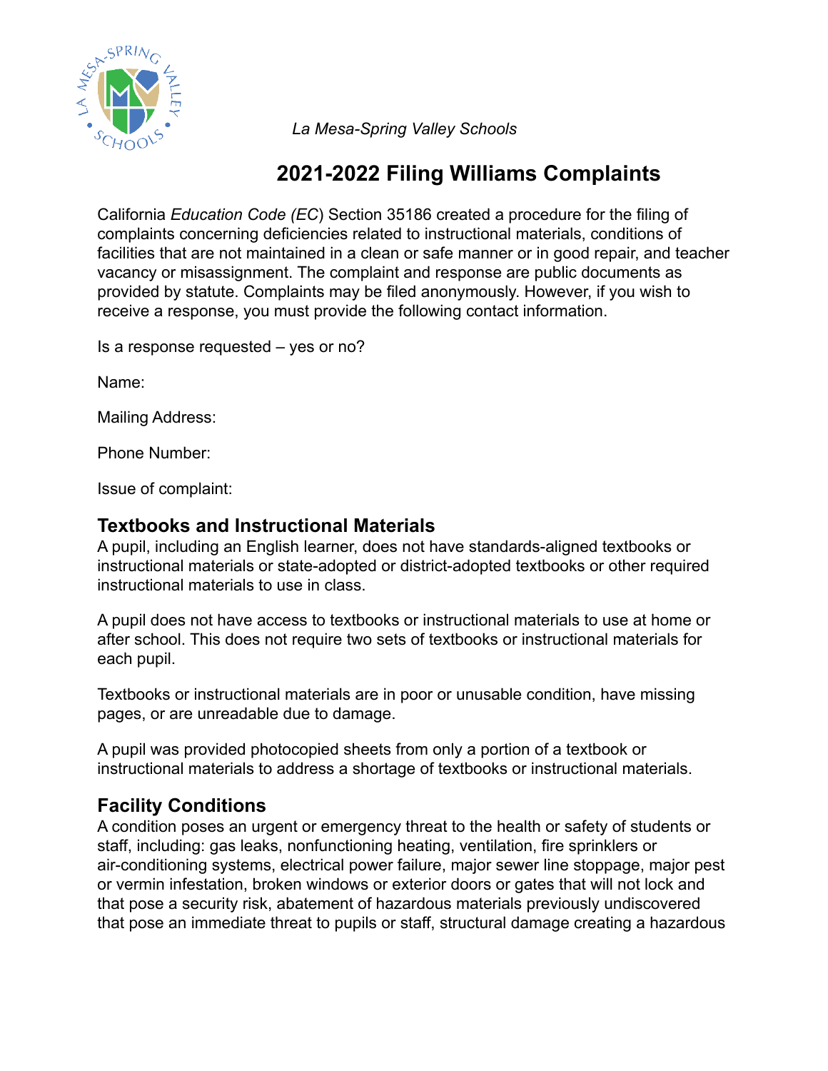*La Mesa-Spring Valley Schools*

# 2021-2022 Filing Williams Complaints

California *Education Code (EC*) Section 35186 created a procedure for the filing of complaints concerning deficiencies related to instructional materials, conditions of facilities that are not maintained in a clean or safe manner or in good repair, and teacher vacancy or misassignment. The complaint and response are public documents as provided by statute. Complaints may be filed anonymously. However, if you wish to receive a response, you must provide the following contact information.

Is a response requested – yes or no?

Name:

Mailing Address:

Phone Number:

Issue of complaint:

## Textbooks and Instructional Materials

A pupil, including an English learner, does not have standards-aligned textbooks or instructional materials or state-adopted or district-adopted textbooks or other required instructional materials to use in class.

A pupil does not have access to textbooks or instructional materials to use at home or after school. This does not require two sets of textbooks or instructional materials for each pupil.

Textbooks or instructional materials are in poor or unusable condition, have missing pages, or are unreadable due to damage.

A pupil was provided photocopied sheets from only a portion of a textbook or instructional materials to address a shortage of textbooks or instructional materials.

## Facility Conditions

A condition poses an urgent or emergency threat to the health or safety of students or staff, including: gas leaks, nonfunctioning heating, ventilation, fire sprinklers or air-conditioning systems, electrical power failure, major sewer line stoppage, major pest or vermin infestation, broken windows or exterior doors or gates that will not lock and that pose a security risk, abatement of hazardous materials previously undiscovered that pose an immediate threat to pupils or staff, structural damage creating a hazardous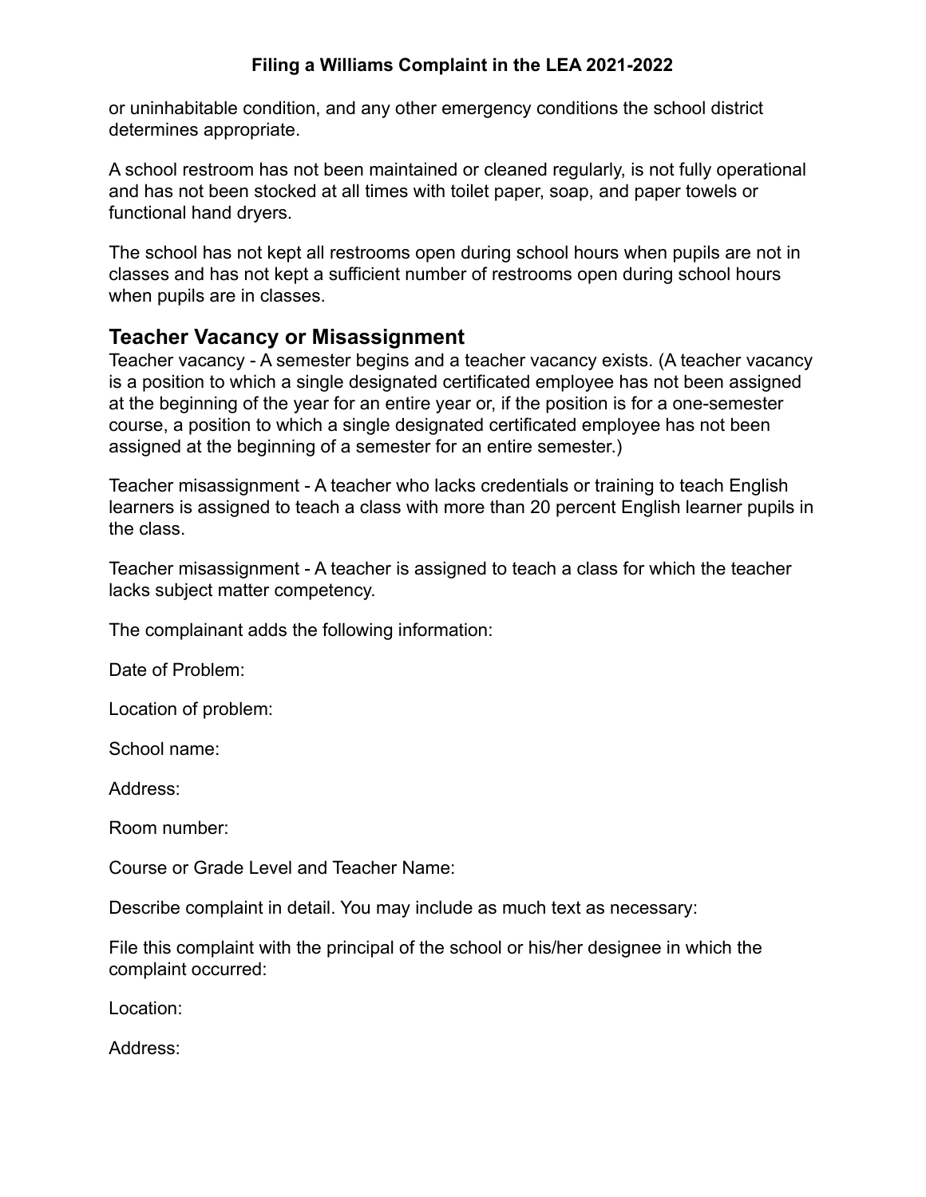or uninhabitable condition, and any other emergency conditions the school district determines appropriate.

A school restroom has not been maintained or cleaned regularly, is not fully operational and has not been stocked at all times with toilet paper, soap, and paper towels or functional hand dryers.

The school has not kept all restrooms open during school hours when pupils are not in classes and has not kept a sufficient number of restrooms open during school hours when pupils are in classes.

## Teacher Vacancy or Misassignment

Teacher vacancy - A semester begins and a teacher vacancy exists. (A teacher vacancy is a position to which a single designated certificated employee has not been assigned at the beginning of the year for an entire year or, if the position is for a one-semester course, a position to which a single designated certificated employee has not been assigned at the beginning of a semester for an entire semester.)

Teacher misassignment - A teacher who lacks credentials or training to teach English learners is assigned to teach a class with more than 20 percent English learner pupils in the class.

Teacher misassignment - A teacher is assigned to teach a class for which the teacher lacks subject matter competency.

The complainant adds the following information:

Date of Problem:

Location of problem:

School name:

Address:

Room number:

Course or Grade Level and Teacher Name:

Describe complaint in detail. You may include as much text as necessary:

File this complaint with the principal of the school or his/her designee in which the complaint occurred:

Location:

Address: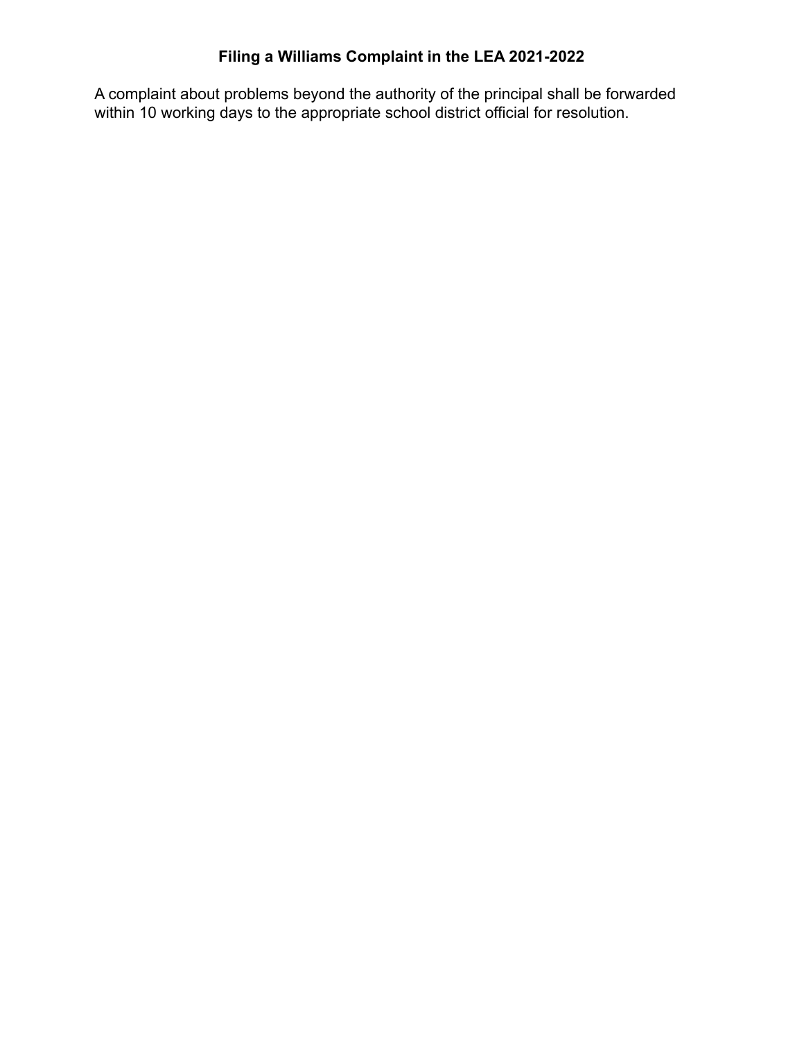**Filing a Williams Complaint in the LEA 2021-2022**

A complaint about problems beyond the authority of the principal shall be forwarded within 10 working days to the appropriate school district official for resolution.